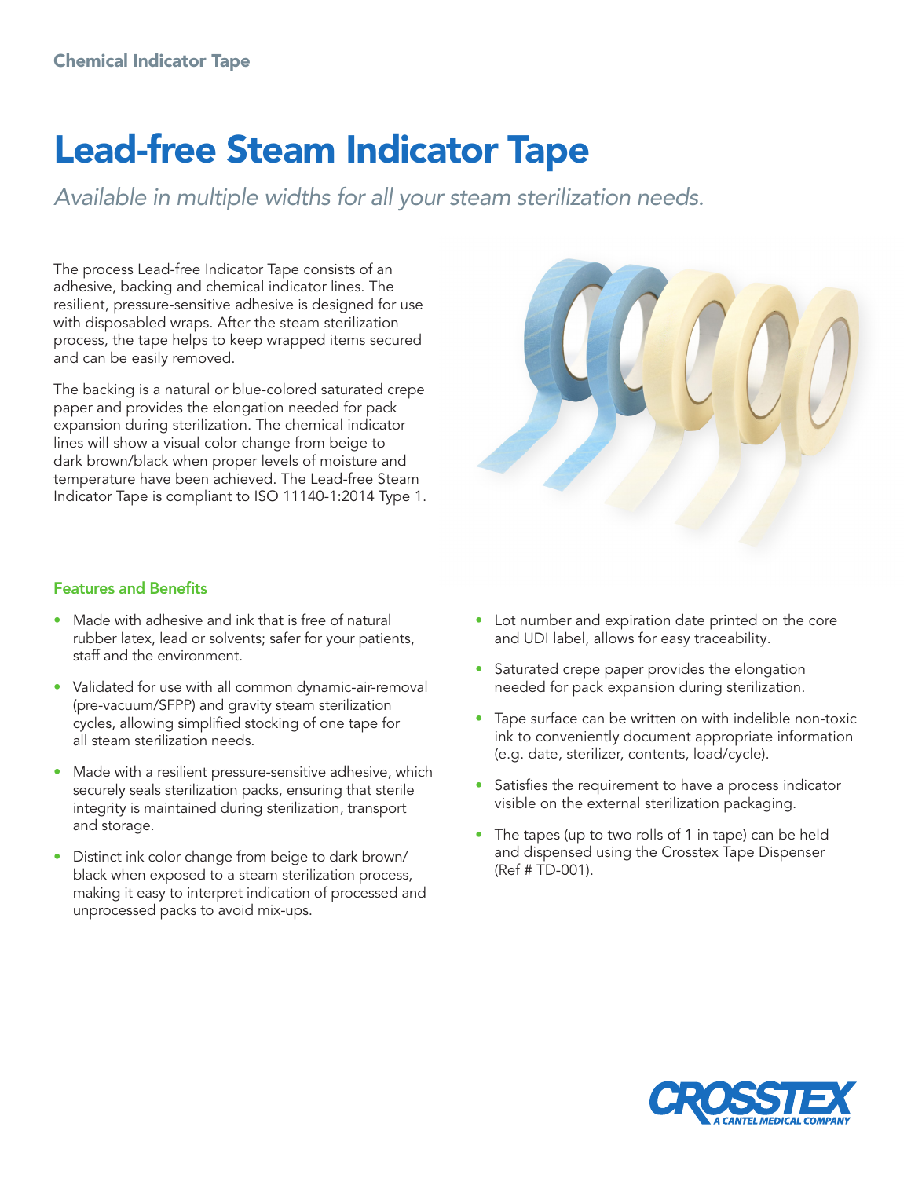Chemical Indicator Tape

# Lead-free Steam Indicator Tape

*Available in multiple widths for all your steam sterilization needs.*

The process Lead-free Indicator Tape consists of an adhesive, backing and chemical indicator lines. The resilient, pressure-sensitive adhesive is designed for use with disposabled wraps. After the steam sterilization process, the tape helps to keep wrapped items secured and can be easily removed.

The backing is a natural or blue-colored saturated crepe paper and provides the elongation needed for pack expansion during sterilization. The chemical indicator lines will show a visual color change from beige to dark brown/black when proper levels of moisture and temperature have been achieved. The Lead-free Steam Indicator Tape is compliant to ISO 11140-1:2014 Type 1.

## Features and Benefits

- Made with adhesive and ink that is free of natural rubber latex, lead or solvents; safer for your patients, staff and the environment.
- Validated for use with all common dynamic-air-removal (pre-vacuum/SFPP) and gravity steam sterilization cycles, allowing simplified stocking of one tape for all steam sterilization needs.
- Made with a resilient pressure-sensitive adhesive, which securely seals sterilization packs, ensuring that sterile integrity is maintained during sterilization, transport and storage.
- Distinct ink color change from beige to dark brown/black when exposed to a steam sterilization process, making it easy to interpret indication of processed and unprocessed packs to avoid mix-ups.
- Lot number and expiration date printed on the core and UDI label, allows for easy traceability.
- Saturated crepe paper provides the elongation needed for pack expansion during sterilization.
- Tape surface can be written on with indelible non-toxic ink to conveniently document appropriate information (e.g. date, sterilizer, contents, load/cycle).
- Satisfies the requirement to have a process indicator visible on the external sterilization packaging.
- The tapes (up to two rolls of 1 in tape) can be held and dispensed using the Crosstex Tape Dispenser (Ref # TD-001).

CROSSTEX
A CANTEL MEDICAL COMPANY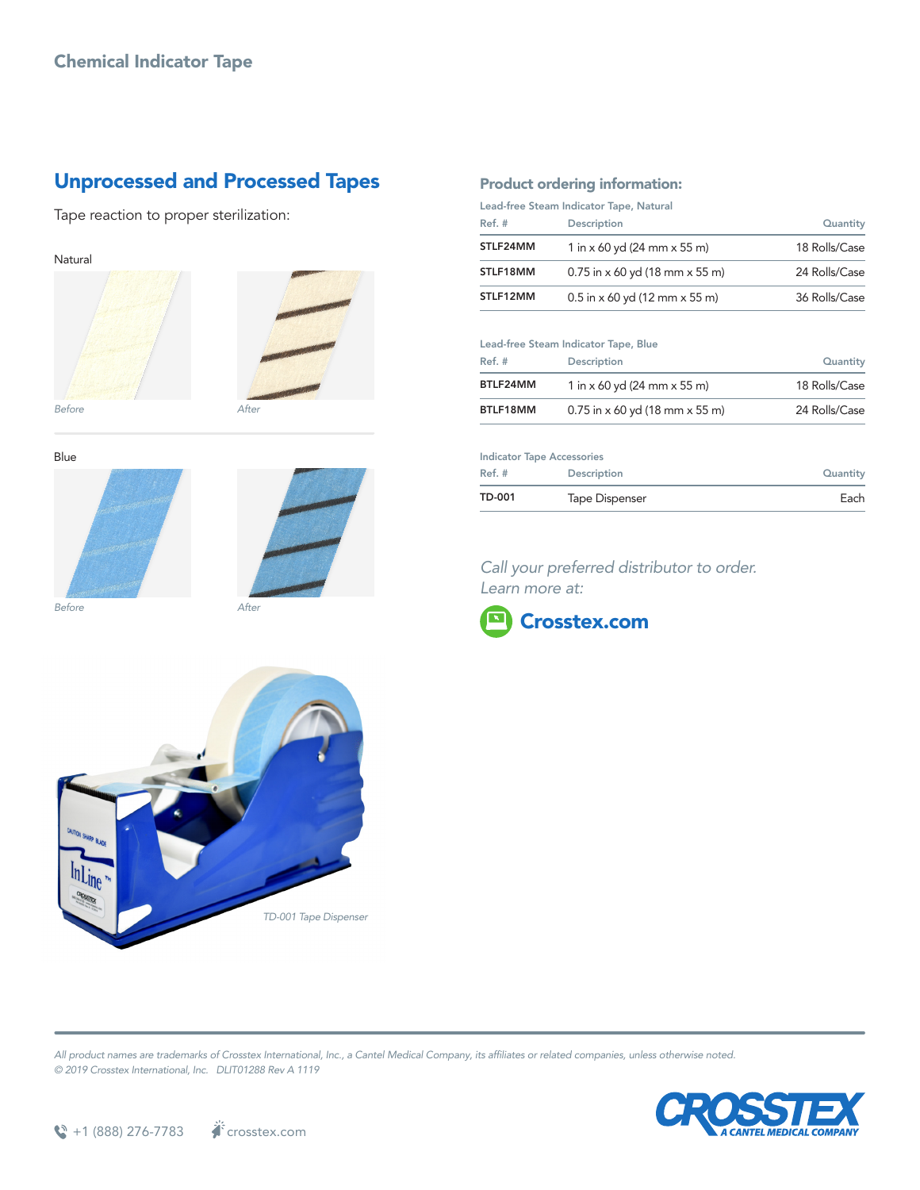## Unprocessed and Processed Tapes

Tape reaction to proper sterilization:

Natural

*Before*

*After*

Blue

*Before*

*After*

*TD-001 Tape Dispenser*

### Product ordering information:

Lead-free Steam Indicator Tape, Natural

| Ref. # | Description | Quantity |
|---|---|---|
| STLF24MM | 1 in x 60 yd (24 mm x 55 m) | 18 Rolls/Case |
| STLF18MM | 0.75 in x 60 yd (18 mm x 55 m) | 24 Rolls/Case |
| STLF12MM | 0.5 in x 60 yd (12 mm x 55 m) | 36 Rolls/Case |

Lead-free Steam Indicator Tape, Blue

| Ref. # | Description | Quantity |
|---|---|---|
| BTLF24MM | 1 in x 60 yd (24 mm x 55 m) | 18 Rolls/Case |
| BTLF18MM | 0.75 in x 60 yd (18 mm x 55 m) | 24 Rolls/Case |

Indicator Tape Accessories

| Ref. # | Description | Quantity |
|---|---|---|
| TD-001 | Tape Dispenser | Each |

*Call your preferred distributor to order.*
*Learn more at:*

**Crosstex.com**

*All product names are trademarks of Crosstex International, Inc., a Cantel Medical Company, its affiliates or related companies, unless otherwise noted.*
*© 2019 Crosstex International, Inc. DLIT01288 Rev A 1119*

+1 (888) 276-7783 crosstex.com

CROSSTEX A CANTEL MEDICAL COMPANY